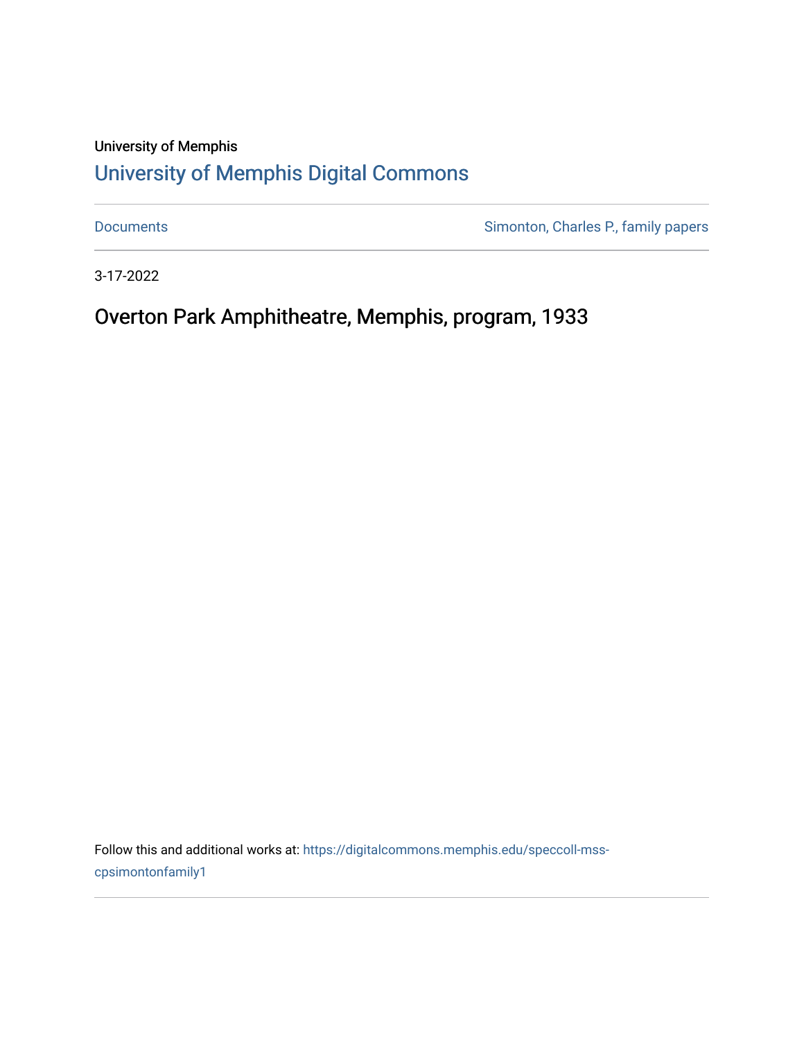University of Memphis

## University of Memphis Digital Commons

Documents

Simonton, Charles P., family papers

3-17-2022

# Overton Park Amphitheatre, Memphis, program, 1933

Follow this and additional works at: https://digitalcommons.memphis.edu/speccoll-mss-cpsimontonfamily1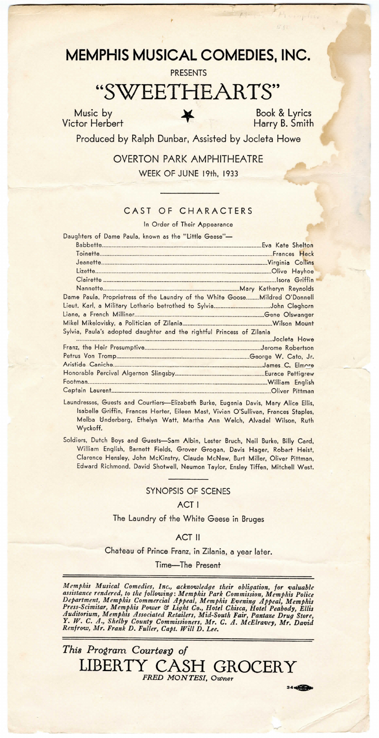# MEMPHIS MUSICAL COMEDIES, INC.

PRESENTS

# "SWEETHEARTS"

Music by
Victor Herbert

Book & Lyrics
Harry B. Smith

Produced by Ralph Dunbar, Assisted by Jocleta Howe

## OVERTON PARK AMPHITHEATRE

WEEK OF JUNE 19th, 1933

---

## CAST OF CHARACTERS

In Order of Their Appearance

Daughters of Dame Paula, known as the "Little Geese"—

| | |
|---|---|
| Babbette | Eva Kate Shelton |
| Toinette | Frances Heck |
| Jeanette | Virginia Collins |
| Lizette | Olive Hayhoe |
| Clairette | Isora Griffin |
| Nannette | Mary Katheryn Reynolds |
| Dame Paula, Proprietress of the Laundry of the White Goose | Mildred O'Donnell |
| Lieut. Karl, a Military Lothario betrothed to Sylvia | John Cleghorn |
| Liane, a French Milliner | Gene Olswanger |
| Mikel Mikelovisky, a Politician of Zilania | Wilson Mount |
| Sylvia, Paula's adopted daughter and the rightful Princess of Zilania | Jocleta Howe |
| Franz, the Heir Presumptive | Jerome Robertson |
| Petrus Von Tromp | George W. Cato, Jr. |
| Aristide Caniche | James C. Elmore |
| Honorable Percival Algernon Slingsby | Eurace Pettigrew |
| Footman | William English |
| Captain Laurent | Oliver Pittman |

Laundresses, Guests and Courtiers—Elizabeth Burke, Eugenia Davis, Mary Alice Ellis, Isabelle Griffin, Frances Herter, Eileen Mast, Vivian O'Sullivan, Frances Staples, Melba Underberg, Ethelyn Watt, Martha Ann Welch, Alvadel Wilson, Ruth Wyckoff.

Soldiers, Dutch Boys and Guests—Sam Albin, Lester Bruch, Neil Burke, Billy Card, William English, Barnett Fields, Grover Grogan, Davis Hager, Robert Heist, Clarence Hensley, John McKinstry, Claude McNew, Burt Miller, Oliver Pittman, Edward Richmond. David Shotwell, Neumon Taylor, Ensley Tiffen, Mitchell West.

---

## SYNOPSIS OF SCENES

### ACT I

The Laundry of the White Geese in Bruges

### ACT II

Chateau of Prince Franz, in Zilania, a year later.

Time—The Present

---

*Memphis Musical Comedies, Inc., acknowledge their obligation, for valuable assistance rendered, to the following: Memphis Park Commission, Memphis Police Department, Memphis Commercial Appeal, Memphis Evening Appeal, Memphis Press-Scimitar, Memphis Power & Light Co., Hotel Chisca, Hotel Peabody, Ellis Auditorium, Memphis Associated Retailers, Mid-South Fair, Pantaze Drug Store, Y. W. C. A., Shelby County Commissioners, Mr. C. A. McElravey, Mr. David Renfrow, Mr. Frank D. Fuller, Capt. Will D. Lee.*

---

*This Program Courtesy of*

## LIBERTY CASH GROCERY

*FRED MONTESI, Owner*